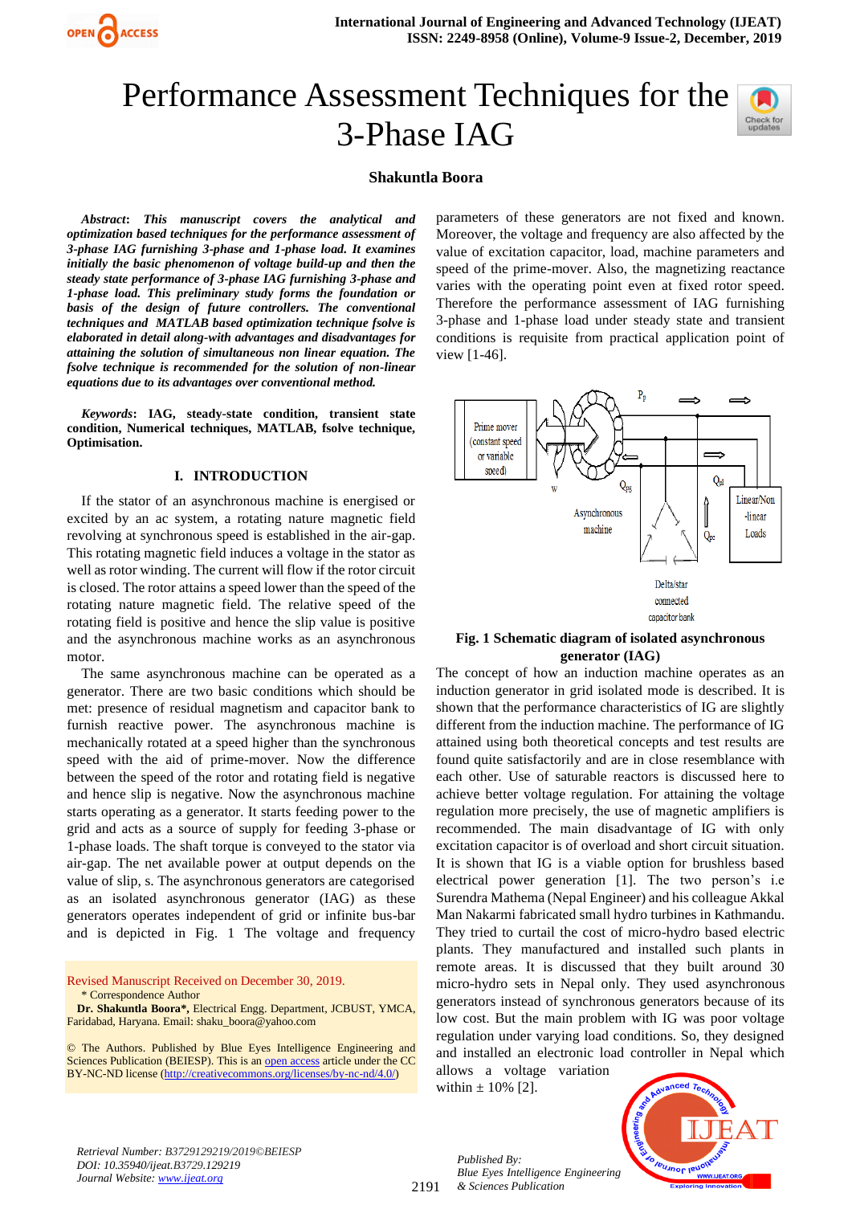# Performance Assessment Techniques for the 3-Phase IAG

**Shakuntla Boora**

***Abstract*: This manuscript covers the analytical and optimization based techniques for the performance assessment of 3-phase IAG furnishing 3-phase and 1-phase load. It examines initially the basic phenomenon of voltage build-up and then the steady state performance of 3-phase IAG furnishing 3-phase and 1-phase load. This preliminary study forms the foundation or basis of the design of future controllers. The conventional techniques and MATLAB based optimization technique fsolve is elaborated in detail along-with advantages and disadvantages for attaining the solution of simultaneous non linear equation. The fsolve technique is recommended for the solution of non-linear equations due to its advantages over conventional method.**

***Keywords*: IAG, steady-state condition, transient state condition, Numerical techniques, MATLAB, fsolve technique, Optimisation.**

## I. INTRODUCTION

If the stator of an asynchronous machine is energised or excited by an ac system, a rotating nature magnetic field revolving at synchronous speed is established in the air-gap. This rotating magnetic field induces a voltage in the stator as well as rotor winding. The current will flow if the rotor circuit is closed. The rotor attains a speed lower than the speed of the rotating nature magnetic field. The relative speed of the rotating field is positive and hence the slip value is positive and the asynchronous machine works as an asynchronous motor.

The same asynchronous machine can be operated as a generator. There are two basic conditions which should be met: presence of residual magnetism and capacitor bank to furnish reactive power. The asynchronous machine is mechanically rotated at a speed higher than the synchronous speed with the aid of prime-mover. Now the difference between the speed of the rotor and rotating field is negative and hence slip is negative. Now the asynchronous machine starts operating as a generator. It starts feeding power to the grid and acts as a source of supply for feeding 3-phase or 1-phase loads. The shaft torque is conveyed to the stator via air-gap. The net available power at output depends on the value of slip, s. The asynchronous generators are categorised as an isolated asynchronous generator (IAG) as these generators operates independent of grid or infinite bus-bar and is depicted in Fig. 1 The voltage and frequency parameters of these generators are not fixed and known. Moreover, the voltage and frequency are also affected by the value of excitation capacitor, load, machine parameters and speed of the prime-mover. Also, the magnetizing reactance varies with the operating point even at fixed rotor speed. Therefore the performance assessment of IAG furnishing 3-phase and 1-phase load under steady state and transient conditions is requisite from practical application point of view [1-46].

Prime mover (constant speed or variable speed) | w | Asynchronous machine | $Q_{pg}$ | $P_p$ | $Q_{pl}$ | $Q_{pc}$ | Linear/Non -linear Loads | Delta/star connected capacitor bank

**Fig. 1 Schematic diagram of isolated asynchronous generator (IAG)**

The concept of how an induction machine operates as an induction generator in grid isolated mode is described. It is shown that the performance characteristics of IG are slightly different from the induction machine. The performance of IG attained using both theoretical concepts and test results are found quite satisfactorily and are in close resemblance with each other. Use of saturable reactors is discussed here to achieve better voltage regulation. For attaining the voltage regulation more precisely, the use of magnetic amplifiers is recommended. The main disadvantage of IG with only excitation capacitor is of overload and short circuit situation. It is shown that IG is a viable option for brushless based electrical power generation [1]. The two person's i.e Surendra Mathema (Nepal Engineer) and his colleague Akkal Man Nakarmi fabricated small hydro turbines in Kathmandu. They tried to curtail the cost of micro-hydro based electric plants. They designed and installed such plants in remote areas. It is discussed that they built around 30 micro-hydro sets in Nepal only. They used asynchronous generators instead of synchronous generators because of its low cost. But the main problem with IG was poor voltage regulation under varying load conditions. So, they designed and installed an electronic load controller in Nepal which allows a voltage variation within ± 10% [2].

Revised Manuscript Received on December 30, 2019.
\* Correspondence Author
**Dr. Shakuntla Boora\***, Electrical Engg. Department, JCBUST, YMCA, Faridabad, Haryana. Email: shaku_boora@yahoo.com

© The Authors. Published by Blue Eyes Intelligence Engineering and Sciences Publication (BEIESP). This is an open access article under the CC BY-NC-ND license (http://creativecommons.org/licenses/by-nc-nd/4.0/)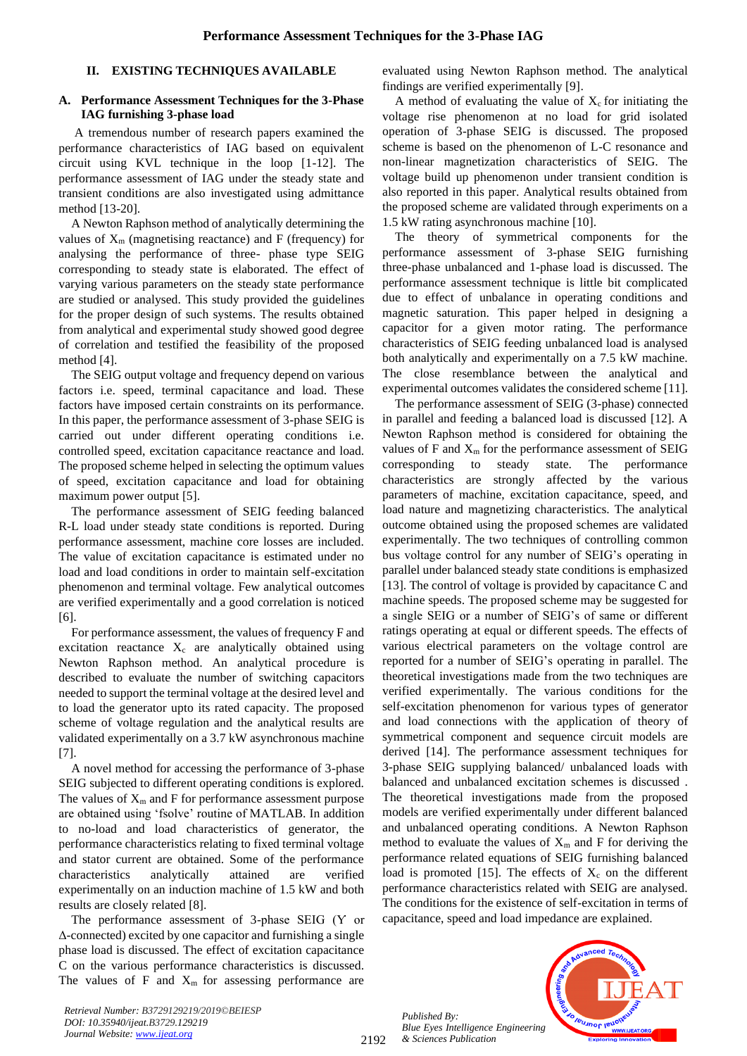## II. EXISTING TECHNIQUES AVAILABLE

### A. Performance Assessment Techniques for the 3-Phase IAG furnishing 3-phase load

A tremendous number of research papers examined the performance characteristics of IAG based on equivalent circuit using KVL technique in the loop [1-12]. The performance assessment of IAG under the steady state and transient conditions are also investigated using admittance method [13-20].

A Newton Raphson method of analytically determining the values of $X_m$ (magnetising reactance) and F (frequency) for analysing the performance of three- phase type SEIG corresponding to steady state is elaborated. The effect of varying various parameters on the steady state performance are studied or analysed. This study provided the guidelines for the proper design of such systems. The results obtained from analytical and experimental study showed good degree of correlation and testified the feasibility of the proposed method [4].

The SEIG output voltage and frequency depend on various factors i.e. speed, terminal capacitance and load. These factors have imposed certain constraints on its performance. In this paper, the performance assessment of 3-phase SEIG is carried out under different operating conditions i.e. controlled speed, excitation capacitance reactance and load. The proposed scheme helped in selecting the optimum values of speed, excitation capacitance and load for obtaining maximum power output [5].

The performance assessment of SEIG feeding balanced R-L load under steady state conditions is reported. During performance assessment, machine core losses are included. The value of excitation capacitance is estimated under no load and load conditions in order to maintain self-excitation phenomenon and terminal voltage. Few analytical outcomes are verified experimentally and a good correlation is noticed [6].

For performance assessment, the values of frequency F and excitation reactance $X_c$ are analytically obtained using Newton Raphson method. An analytical procedure is described to evaluate the number of switching capacitors needed to support the terminal voltage at the desired level and to load the generator upto its rated capacity. The proposed scheme of voltage regulation and the analytical results are validated experimentally on a 3.7 kW asynchronous machine [7].

A novel method for accessing the performance of 3-phase SEIG subjected to different operating conditions is explored. The values of $X_m$ and F for performance assessment purpose are obtained using 'fsolve' routine of MATLAB. In addition to no-load and load characteristics of generator, the performance characteristics relating to fixed terminal voltage and stator current are obtained. Some of the performance characteristics analytically attained are verified experimentally on an induction machine of 1.5 kW and both results are closely related [8].

The performance assessment of 3-phase SEIG (Y or Δ-connected) excited by one capacitor and furnishing a single phase load is discussed. The effect of excitation capacitance C on the various performance characteristics is discussed. The values of F and $X_m$ for assessing performance are evaluated using Newton Raphson method. The analytical findings are verified experimentally [9].

A method of evaluating the value of $X_c$ for initiating the voltage rise phenomenon at no load for grid isolated operation of 3-phase SEIG is discussed. The proposed scheme is based on the phenomenon of L-C resonance and non-linear magnetization characteristics of SEIG. The voltage build up phenomenon under transient condition is also reported in this paper. Analytical results obtained from the proposed scheme are validated through experiments on a 1.5 kW rating asynchronous machine [10].

The theory of symmetrical components for the performance assessment of 3-phase SEIG furnishing three-phase unbalanced and 1-phase load is discussed. The performance assessment technique is little bit complicated due to effect of unbalance in operating conditions and magnetic saturation. This paper helped in designing a capacitor for a given motor rating. The performance characteristics of SEIG feeding unbalanced load is analysed both analytically and experimentally on a 7.5 kW machine. The close resemblance between the analytical and experimental outcomes validates the considered scheme [11].

The performance assessment of SEIG (3-phase) connected in parallel and feeding a balanced load is discussed [12]. A Newton Raphson method is considered for obtaining the values of F and $X_m$ for the performance assessment of SEIG corresponding to steady state. The performance characteristics are strongly affected by the various parameters of machine, excitation capacitance, speed, and load nature and magnetizing characteristics. The analytical outcome obtained using the proposed schemes are validated experimentally. The two techniques of controlling common bus voltage control for any number of SEIG's operating in parallel under balanced steady state conditions is emphasized [13]. The control of voltage is provided by capacitance C and machine speeds. The proposed scheme may be suggested for a single SEIG or a number of SEIG's of same or different ratings operating at equal or different speeds. The effects of various electrical parameters on the voltage control are reported for a number of SEIG's operating in parallel. The theoretical investigations made from the two techniques are verified experimentally. The various conditions for the self-excitation phenomenon for various types of generator and load connections with the application of theory of symmetrical component and sequence circuit models are derived [14]. The performance assessment techniques for 3-phase SEIG supplying balanced/ unbalanced loads with balanced and unbalanced excitation schemes is discussed . The theoretical investigations made from the proposed models are verified experimentally under different balanced and unbalanced operating conditions. A Newton Raphson method to evaluate the values of $X_m$ and F for deriving the performance related equations of SEIG furnishing balanced load is promoted [15]. The effects of $X_c$ on the different performance characteristics related with SEIG are analysed. The conditions for the existence of self-excitation in terms of capacitance, speed and load impedance are explained.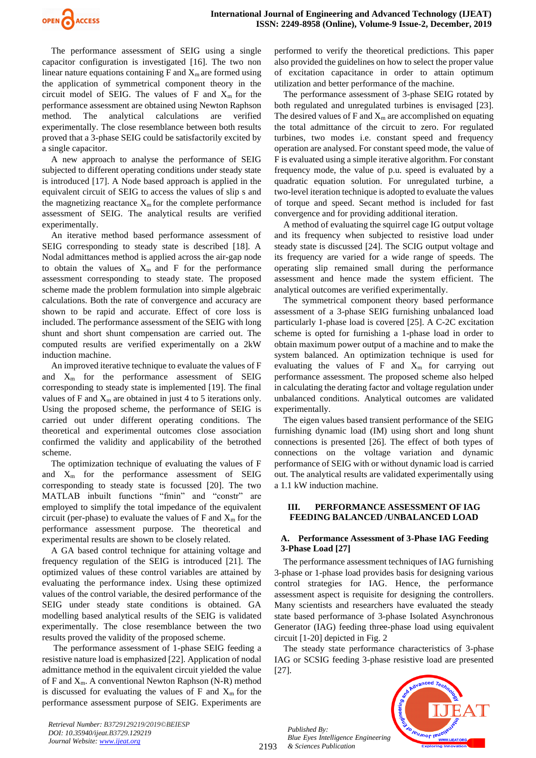The performance assessment of SEIG using a single capacitor configuration is investigated [16]. The two non linear nature equations containing F and $X_m$ are formed using the application of symmetrical component theory in the circuit model of SEIG. The values of F and $X_m$ for the performance assessment are obtained using Newton Raphson method. The analytical calculations are verified experimentally. The close resemblance between both results proved that a 3-phase SEIG could be satisfactorily excited by a single capacitor.

A new approach to analyse the performance of SEIG subjected to different operating conditions under steady state is introduced [17]. A Node based approach is applied in the equivalent circuit of SEIG to access the values of slip s and the magnetizing reactance $X_m$ for the complete performance assessment of SEIG. The analytical results are verified experimentally.

An iterative method based performance assessment of SEIG corresponding to steady state is described [18]. A Nodal admittances method is applied across the air-gap node to obtain the values of $X_m$ and F for the performance assessment corresponding to steady state. The proposed scheme made the problem formulation into simple algebraic calculations. Both the rate of convergence and accuracy are shown to be rapid and accurate. Effect of core loss is included. The performance assessment of the SEIG with long shunt and short shunt compensation are carried out. The computed results are verified experimentally on a 2kW induction machine.

An improved iterative technique to evaluate the values of F and $X_m$ for the performance assessment of SEIG corresponding to steady state is implemented [19]. The final values of F and $X_m$ are obtained in just 4 to 5 iterations only. Using the proposed scheme, the performance of SEIG is carried out under different operating conditions. The theoretical and experimental outcomes close association confirmed the validity and applicability of the betrothed scheme.

The optimization technique of evaluating the values of F and $X_m$ for the performance assessment of SEIG corresponding to steady state is focussed [20]. The two MATLAB inbuilt functions "fmin" and "constr" are employed to simplify the total impedance of the equivalent circuit (per-phase) to evaluate the values of F and $X_m$ for the performance assessment purpose. The theoretical and experimental results are shown to be closely related.

A GA based control technique for attaining voltage and frequency regulation of the SEIG is introduced [21]. The optimized values of these control variables are attained by evaluating the performance index. Using these optimized values of the control variable, the desired performance of the SEIG under steady state conditions is obtained. GA modelling based analytical results of the SEIG is validated experimentally. The close resemblance between the two results proved the validity of the proposed scheme.

The performance assessment of 1-phase SEIG feeding a resistive nature load is emphasized [22]. Application of nodal admittance method in the equivalent circuit yielded the value of F and $X_m$. A conventional Newton Raphson (N-R) method is discussed for evaluating the values of F and $X_m$ for the performance assessment purpose of SEIG. Experiments are performed to verify the theoretical predictions. This paper also provided the guidelines on how to select the proper value of excitation capacitance in order to attain optimum utilization and better performance of the machine.

The performance assessment of 3-phase SEIG rotated by both regulated and unregulated turbines is envisaged [23]. The desired values of F and $X_m$ are accomplished on equating the total admittance of the circuit to zero. For regulated turbines, two modes i.e. constant speed and frequency operation are analysed. For constant speed mode, the value of F is evaluated using a simple iterative algorithm. For constant frequency mode, the value of p.u. speed is evaluated by a quadratic equation solution. For unregulated turbine, a two-level iteration technique is adopted to evaluate the values of torque and speed. Secant method is included for fast convergence and for providing additional iteration.

A method of evaluating the squirrel cage IG output voltage and its frequency when subjected to resistive load under steady state is discussed [24]. The SCIG output voltage and its frequency are varied for a wide range of speeds. The operating slip remained small during the performance assessment and hence made the system efficient. The analytical outcomes are verified experimentally.

The symmetrical component theory based performance assessment of a 3-phase SEIG furnishing unbalanced load particularly 1-phase load is covered [25]. A C-2C excitation scheme is opted for furnishing a 1-phase load in order to obtain maximum power output of a machine and to make the system balanced. An optimization technique is used for evaluating the values of F and $X_m$ for carrying out performance assessment. The proposed scheme also helped in calculating the derating factor and voltage regulation under unbalanced conditions. Analytical outcomes are validated experimentally.

The eigen values based transient performance of the SEIG furnishing dynamic load (IM) using short and long shunt connections is presented [26]. The effect of both types of connections on the voltage variation and dynamic performance of SEIG with or without dynamic load is carried out. The analytical results are validated experimentally using a 1.1 kW induction machine.

## III. PERFORMANCE ASSESSMENT OF IAG FEEDING BALANCED /UNBALANCED LOAD

### A. Performance Assessment of 3-Phase IAG Feeding 3-Phase Load [27]

The performance assessment techniques of IAG furnishing 3-phase or 1-phase load provides basis for designing various control strategies for IAG. Hence, the performance assessment aspect is requisite for designing the controllers. Many scientists and researchers have evaluated the steady state based performance of 3-phase Isolated Asynchronous Generator (IAG) feeding three-phase load using equivalent circuit [1-20] depicted in Fig. 2

The steady state performance characteristics of 3-phase IAG or SCSIG feeding 3-phase resistive load are presented [27].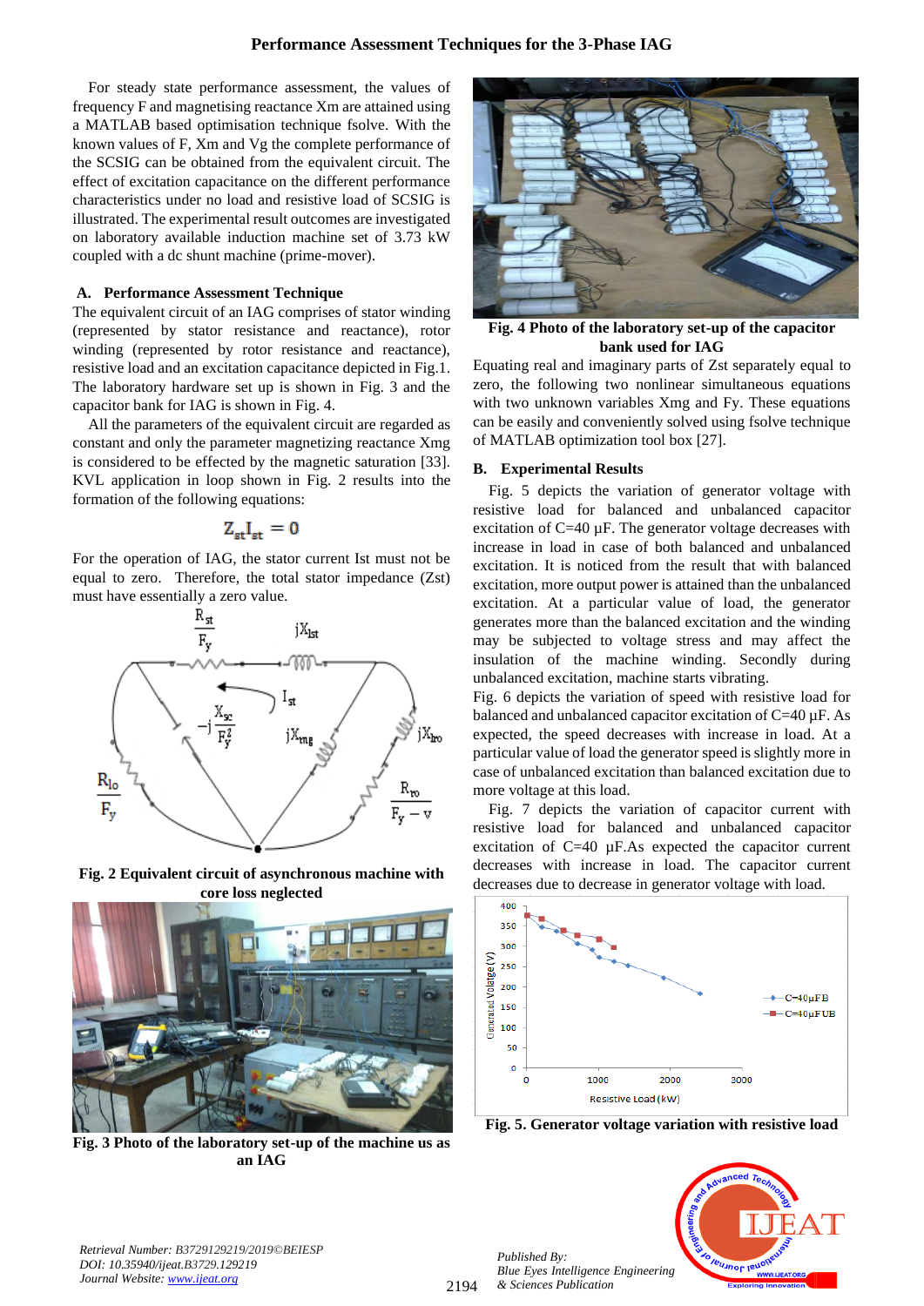For steady state performance assessment, the values of frequency F and magnetising reactance Xm are attained using a MATLAB based optimisation technique fsolve. With the known values of F, Xm and Vg the complete performance of the SCSIG can be obtained from the equivalent circuit. The effect of excitation capacitance on the different performance characteristics under no load and resistive load of SCSIG is illustrated. The experimental result outcomes are investigated on laboratory available induction machine set of 3.73 kW coupled with a dc shunt machine (prime-mover).

### A. Performance Assessment Technique

The equivalent circuit of an IAG comprises of stator winding (represented by stator resistance and reactance), rotor winding (represented by rotor resistance and reactance), resistive load and an excitation capacitance depicted in Fig.1. The laboratory hardware set up is shown in Fig. 3 and the capacitor bank for IAG is shown in Fig. 4.

All the parameters of the equivalent circuit are regarded as constant and only the parameter magnetizing reactance Xmg is considered to be effected by the magnetic saturation [33]. KVL application in loop shown in Fig. 2 results into the formation of the following equations:

$$Z_{st}I_{st} = 0$$

For the operation of IAG, the stator current Ist must not be equal to zero. Therefore, the total stator impedance (Zst) must have essentially a zero value.

Fig. 2 Equivalent circuit of asynchronous machine with core loss neglected

Fig. 3 Photo of the laboratory set-up of the machine us as an IAG

Fig. 4 Photo of the laboratory set-up of the capacitor bank used for IAG

Equating real and imaginary parts of Zst separately equal to zero, the following two nonlinear simultaneous equations with two unknown variables Xmg and Fy. These equations can be easily and conveniently solved using fsolve technique of MATLAB optimization tool box [27].

### B. Experimental Results

Fig. 5 depicts the variation of generator voltage with resistive load for balanced and unbalanced capacitor excitation of C=40 µF. The generator voltage decreases with increase in load in case of both balanced and unbalanced excitation. It is noticed from the result that with balanced excitation, more output power is attained than the unbalanced excitation. At a particular value of load, the generator generates more than the balanced excitation and the winding may be subjected to voltage stress and may affect the insulation of the machine winding. Secondly during unbalanced excitation, machine starts vibrating.

Fig. 6 depicts the variation of speed with resistive load for balanced and unbalanced capacitor excitation of C=40 µF. As expected, the speed decreases with increase in load. At a particular value of load the generator speed is slightly more in case of unbalanced excitation than balanced excitation due to more voltage at this load.

Fig. 7 depicts the variation of capacitor current with resistive load for balanced and unbalanced capacitor excitation of C=40 µF.As expected the capacitor current decreases with increase in load. The capacitor current decreases due to decrease in generator voltage with load.

Fig. 5. Generator voltage variation with resistive load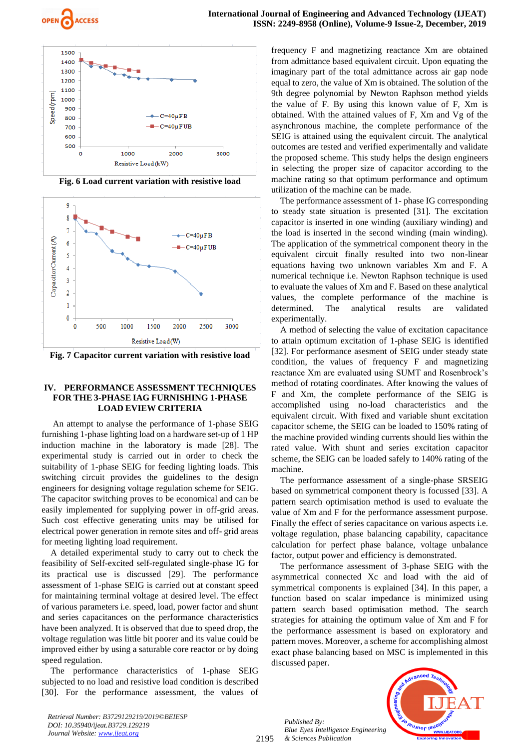Fig. 6 Load current variation with resistive load

Fig. 7 Capacitor current variation with resistive load

## IV. PERFORMANCE ASSESSMENT TECHNIQUES FOR THE 3-PHASE IAG FURNISHING 1-PHASE LOAD EVIEW CRITERIA

An attempt to analyse the performance of 1-phase SEIG furnishing 1-phase lighting load on a hardware set-up of 1 HP induction machine in the laboratory is made [28]. The experimental study is carried out in order to check the suitability of 1-phase SEIG for feeding lighting loads. This switching circuit provides the guidelines to the design engineers for designing voltage regulation scheme for SEIG. The capacitor switching proves to be economical and can be easily implemented for supplying power in off-grid areas. Such cost effective generating units may be utilised for electrical power generation in remote sites and off- grid areas for meeting lighting load requirement.

A detailed experimental study to carry out to check the feasibility of Self-excited self-regulated single-phase IG for its practical use is discussed [29]. The performance assessment of 1-phase SEIG is carried out at constant speed for maintaining terminal voltage at desired level. The effect of various parameters i.e. speed, load, power factor and shunt and series capacitances on the performance characteristics have been analyzed. It is observed that due to speed drop, the voltage regulation was little bit poorer and its value could be improved either by using a saturable core reactor or by doing speed regulation.

The performance characteristics of 1-phase SEIG subjected to no load and resistive load condition is described [30]. For the performance assessment, the values of frequency F and magnetizing reactance Xm are obtained from admittance based equivalent circuit. Upon equating the imaginary part of the total admittance across air gap node equal to zero, the value of Xm is obtained. The solution of the 9th degree polynomial by Newton Raphson method yields the value of F. By using this known value of F, Xm is obtained. With the attained values of F, Xm and Vg of the asynchronous machine, the complete performance of the SEIG is attained using the equivalent circuit. The analytical outcomes are tested and verified experimentally and validate the proposed scheme. This study helps the design engineers in selecting the proper size of capacitor according to the machine rating so that optimum performance and optimum utilization of the machine can be made.

The performance assessment of 1- phase IG corresponding to steady state situation is presented [31]. The excitation capacitor is inserted in one winding (auxiliary winding) and the load is inserted in the second winding (main winding). The application of the symmetrical component theory in the equivalent circuit finally resulted into two non-linear equations having two unknown variables Xm and F. A numerical technique i.e. Newton Raphson technique is used to evaluate the values of Xm and F. Based on these analytical values, the complete performance of the machine is determined. The analytical results are validated experimentally.

A method of selecting the value of excitation capacitance to attain optimum excitation of 1-phase SEIG is identified [32]. For performance asesment of SEIG under steady state condition, the values of frequency F and magnetizing reactance Xm are evaluated using SUMT and Rosenbrock's method of rotating coordinates. After knowing the values of F and Xm, the complete performance of the SEIG is accomplished using no-load characteristics and the equivalent circuit. With fixed and variable shunt excitation capacitor scheme, the SEIG can be loaded to 150% rating of the machine provided winding currents should lie within the rated value. With shunt and series excitation capacitor scheme, the SEIG can be loaded safely to 140% rating of the machine.

The performance assessment of a single-phase SRSEIG based on symmetrical component theory is focussed [33]. A pattern search optimisation method is used to evaluate the value of Xm and F for the performance assessment purpose. Finally the effect of series capacitance on various aspects i.e. voltage regulation, phase balancing capability, capacitance calculation for perfect phase balance, voltage unbalance factor, output power and efficiency is demonstrated.

The performance assessment of 3-phase SEIG with the asymmetrical connected Xc and load with the aid of symmetrical components is explained [34]. In this paper, a function based on scalar impedance is minimized using pattern search based optimisation method. The search strategies for attaining the optimum value of Xm and F for the performance assessment is based on exploratory and pattern moves. Moreover, a scheme for accomplishing almost exact phase balancing based on MSC is implemented in this discussed paper.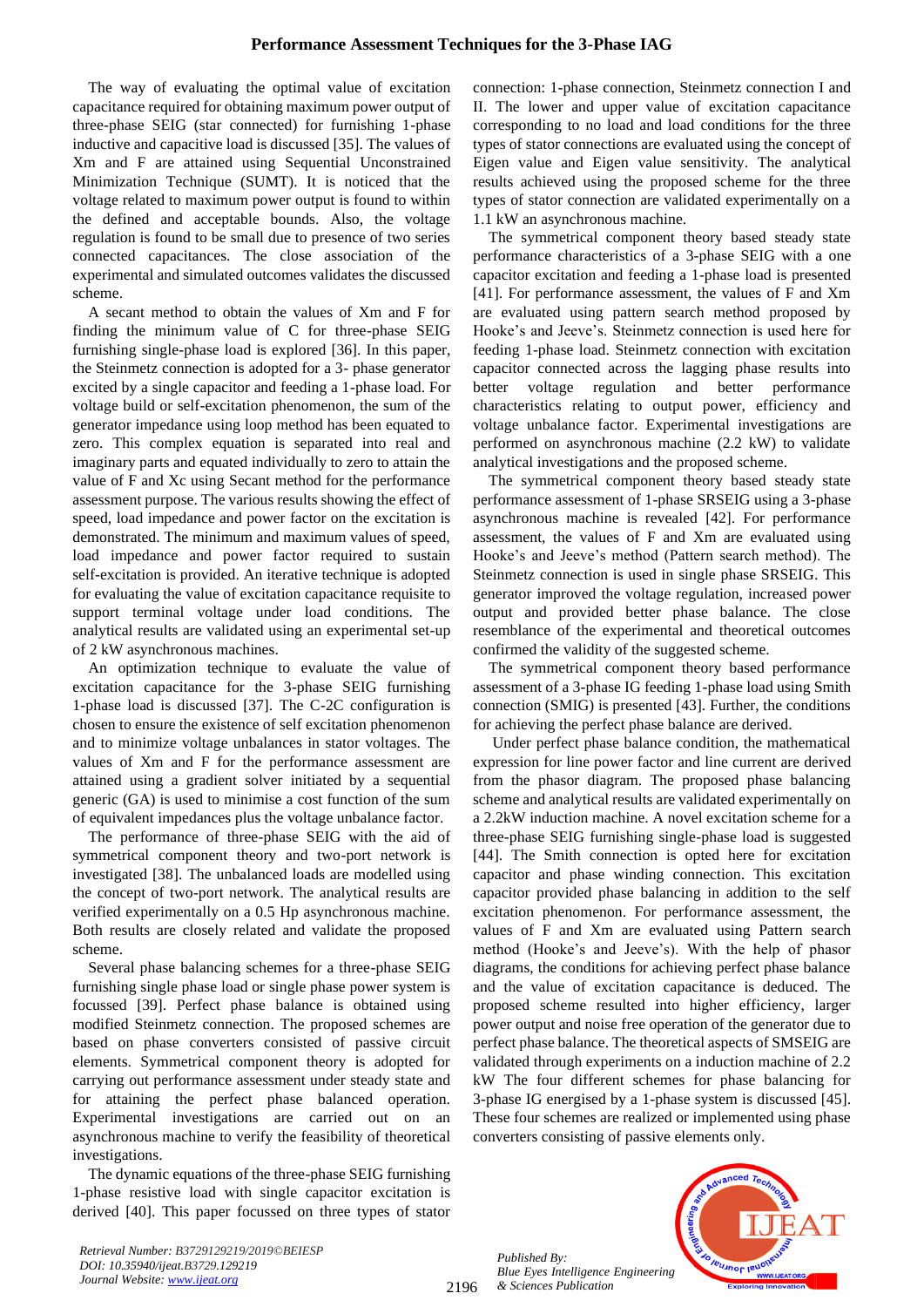The way of evaluating the optimal value of excitation capacitance required for obtaining maximum power output of three-phase SEIG (star connected) for furnishing 1-phase inductive and capacitive load is discussed [35]. The values of Xm and F are attained using Sequential Unconstrained Minimization Technique (SUMT). It is noticed that the voltage related to maximum power output is found to within the defined and acceptable bounds. Also, the voltage regulation is found to be small due to presence of two series connected capacitances. The close association of the experimental and simulated outcomes validates the discussed scheme.

A secant method to obtain the values of Xm and F for finding the minimum value of C for three-phase SEIG furnishing single-phase load is explored [36]. In this paper, the Steinmetz connection is adopted for a 3- phase generator excited by a single capacitor and feeding a 1-phase load. For voltage build or self-excitation phenomenon, the sum of the generator impedance using loop method has been equated to zero. This complex equation is separated into real and imaginary parts and equated individually to zero to attain the value of F and Xc using Secant method for the performance assessment purpose. The various results showing the effect of speed, load impedance and power factor on the excitation is demonstrated. The minimum and maximum values of speed, load impedance and power factor required to sustain self-excitation is provided. An iterative technique is adopted for evaluating the value of excitation capacitance requisite to support terminal voltage under load conditions. The analytical results are validated using an experimental set-up of 2 kW asynchronous machines.

An optimization technique to evaluate the value of excitation capacitance for the 3-phase SEIG furnishing 1-phase load is discussed [37]. The C-2C configuration is chosen to ensure the existence of self excitation phenomenon and to minimize voltage unbalances in stator voltages. The values of Xm and F for the performance assessment are attained using a gradient solver initiated by a sequential generic (GA) is used to minimise a cost function of the sum of equivalent impedances plus the voltage unbalance factor.

The performance of three-phase SEIG with the aid of symmetrical component theory and two-port network is investigated [38]. The unbalanced loads are modelled using the concept of two-port network. The analytical results are verified experimentally on a 0.5 Hp asynchronous machine. Both results are closely related and validate the proposed scheme.

Several phase balancing schemes for a three-phase SEIG furnishing single phase load or single phase power system is focussed [39]. Perfect phase balance is obtained using modified Steinmetz connection. The proposed schemes are based on phase converters consisted of passive circuit elements. Symmetrical component theory is adopted for carrying out performance assessment under steady state and for attaining the perfect phase balanced operation. Experimental investigations are carried out on an asynchronous machine to verify the feasibility of theoretical investigations.

The dynamic equations of the three-phase SEIG furnishing 1-phase resistive load with single capacitor excitation is derived [40]. This paper focussed on three types of stator connection: 1-phase connection, Steinmetz connection I and II. The lower and upper value of excitation capacitance corresponding to no load and load conditions for the three types of stator connections are evaluated using the concept of Eigen value and Eigen value sensitivity. The analytical results achieved using the proposed scheme for the three types of stator connection are validated experimentally on a 1.1 kW an asynchronous machine.

The symmetrical component theory based steady state performance characteristics of a 3-phase SEIG with a one capacitor excitation and feeding a 1-phase load is presented [41]. For performance assessment, the values of F and Xm are evaluated using pattern search method proposed by Hooke's and Jeeve's. Steinmetz connection is used here for feeding 1-phase load. Steinmetz connection with excitation capacitor connected across the lagging phase results into better voltage regulation and better performance characteristics relating to output power, efficiency and voltage unbalance factor. Experimental investigations are performed on asynchronous machine (2.2 kW) to validate analytical investigations and the proposed scheme.

The symmetrical component theory based steady state performance assessment of 1-phase SRSEIG using a 3-phase asynchronous machine is revealed [42]. For performance assessment, the values of F and Xm are evaluated using Hooke's and Jeeve's method (Pattern search method). The Steinmetz connection is used in single phase SRSEIG. This generator improved the voltage regulation, increased power output and provided better phase balance. The close resemblance of the experimental and theoretical outcomes confirmed the validity of the suggested scheme.

The symmetrical component theory based performance assessment of a 3-phase IG feeding 1-phase load using Smith connection (SMIG) is presented [43]. Further, the conditions for achieving the perfect phase balance are derived.

Under perfect phase balance condition, the mathematical expression for line power factor and line current are derived from the phasor diagram. The proposed phase balancing scheme and analytical results are validated experimentally on a 2.2kW induction machine. A novel excitation scheme for a three-phase SEIG furnishing single-phase load is suggested [44]. The Smith connection is opted here for excitation capacitor and phase winding connection. This excitation capacitor provided phase balancing in addition to the self excitation phenomenon. For performance assessment, the values of F and Xm are evaluated using Pattern search method (Hooke's and Jeeve's). With the help of phasor diagrams, the conditions for achieving perfect phase balance and the value of excitation capacitance is deduced. The proposed scheme resulted into higher efficiency, larger power output and noise free operation of the generator due to perfect phase balance. The theoretical aspects of SMSEIG are validated through experiments on a induction machine of 2.2 kW The four different schemes for phase balancing for 3-phase IG energised by a 1-phase system is discussed [45]. These four schemes are realized or implemented using phase converters consisting of passive elements only.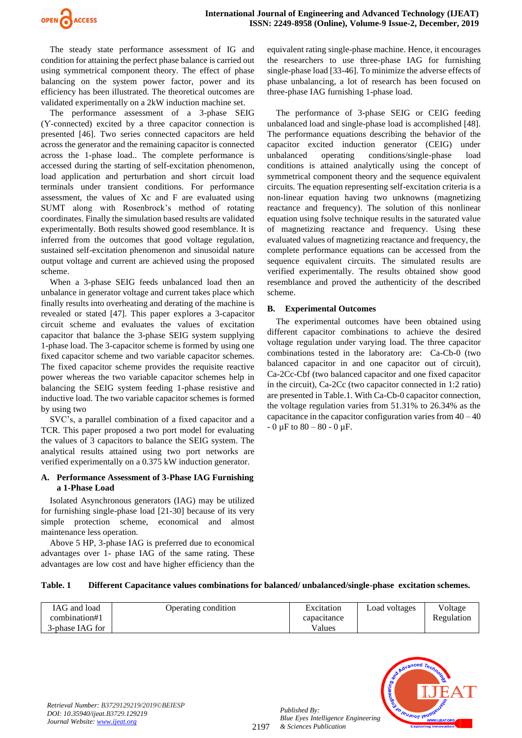The steady state performance assessment of IG and condition for attaining the perfect phase balance is carried out using symmetrical component theory. The effect of phase balancing on the system power factor, power and its efficiency has been illustrated. The theoretical outcomes are validated experimentally on a 2kW induction machine set.

The performance assessment of a 3-phase SEIG (Y-connected) excited by a three capacitor connection is presented [46]. Two series connected capacitors are held across the generator and the remaining capacitor is connected across the 1-phase load. The complete performance is accessed during the starting of self-excitation phenomenon, load application and perturbation and short circuit load terminals under transient conditions. For performance assessment, the values of Xc and F are evaluated using SUMT along with Rosenbrock's method of rotating coordinates. Finally the simulation based results are validated experimentally. Both results showed good resemblance. It is inferred from the outcomes that good voltage regulation, sustained self-excitation phenomenon and sinusoidal nature output voltage and current are achieved using the proposed scheme.

When a 3-phase SEIG feeds unbalanced load then an unbalance in generator voltage and current takes place which finally results into overheating and derating of the machine is revealed or stated [47]. This paper explores a 3-capacitor circuit scheme and evaluates the values of excitation capacitor that balance the 3-phase SEIG system supplying 1-phase load. The 3-capacitor scheme is formed by using one fixed capacitor scheme and two variable capacitor schemes. The fixed capacitor scheme provides the requisite reactive power whereas the two variable capacitor schemes help in balancing the SEIG system feeding 1-phase resistive and inductive load. The two variable capacitor schemes is formed by using two

SVC's, a parallel combination of a fixed capacitor and a TCR. This paper proposed a two port model for evaluating the values of 3 capacitors to balance the SEIG system. The analytical results attained using two port networks are verified experimentally on a 0.375 kW induction generator.

### A. Performance Assessment of 3-Phase IAG Furnishing a 1-Phase Load

Isolated Asynchronous generators (IAG) may be utilized for furnishing single-phase load [21-30] because of its very simple protection scheme, economical and almost maintenance less operation.

Above 5 HP, 3-phase IAG is preferred due to economical advantages over 1- phase IAG of the same rating. These advantages are low cost and have higher efficiency than the equivalent rating single-phase machine. Hence, it encourages the researchers to use three-phase IAG for furnishing single-phase load [33-46]. To minimize the adverse effects of phase unbalancing, a lot of research has been focused on three-phase IAG furnishing 1-phase load.

The performance of 3-phase SEIG or CEIG feeding unbalanced load and single-phase load is accomplished [48]. The performance equations describing the behavior of the capacitor excited induction generator (CEIG) under unbalanced operating conditions/single-phase load conditions is attained analytically using the concept of symmetrical component theory and the sequence equivalent circuits. The equation representing self-excitation criteria is a non-linear equation having two unknowns (magnetizing reactance and frequency). The solution of this nonlinear equation using fsolve technique results in the saturated value of magnetizing reactance and frequency. Using these evaluated values of magnetizing reactance and frequency, the complete performance equations can be accessed from the sequence equivalent circuits. The simulated results are verified experimentally. The results obtained show good resemblance and proved the authenticity of the described scheme.

### B. Experimental Outcomes

The experimental outcomes have been obtained using different capacitor combinations to achieve the desired voltage regulation under varying load. The three capacitor combinations tested in the laboratory are: Ca-Cb-0 (two balanced capacitor in and one capacitor out of circuit), Ca-2Cc-Cbf (two balanced capacitor and one fixed capacitor in the circuit), Ca-2Cc (two capacitor connected in 1:2 ratio) are presented in Table.1. With Ca-Cb-0 capacitor connection, the voltage regulation varies from 51.31% to 26.34% as the capacitance in the capacitor configuration varies from 40 – 40 - 0 μF to 80 – 80 - 0 μF.

**Table. 1 Different Capacitance values combinations for balanced/ unbalanced/single-phase excitation schemes.**

| IAG and load combination#1 3-phase IAG for | Operating condition | Excitation capacitance Values | Load voltages | Voltage Regulation |
|---|---|---|---|---|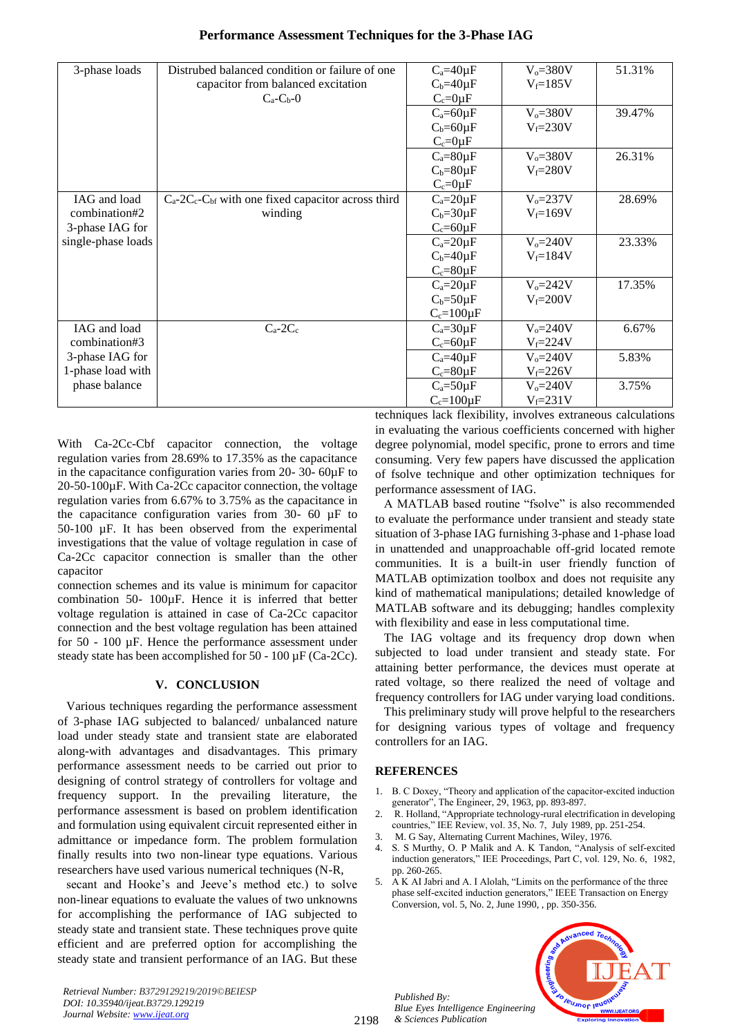| 3-phase loads | Distrubed balanced condition or failure of one capacitor from balanced excitation $C_a$-$C_b$-0 | $C_a$=40μF $C_b$=40μF $C_c$=0μF | $V_o$=380V $V_f$=185V | 51.31% |
|---|---|---|---|---|
| | | $C_a$=60μF $C_b$=60μF $C_c$=0μF | $V_o$=380V $V_f$=230V | 39.47% |
| | | $C_a$=80μF $C_b$=80μF $C_c$=0μF | $V_o$=380V $V_f$=280V | 26.31% |
| IAG and load combination#2 3-phase IAG for single-phase loads | $C_a$-2$C_c$-$C_{bf}$ with one fixed capacitor across third winding | $C_a$=20μF $C_b$=30μF $C_c$=60μF | $V_o$=237V $V_f$=169V | 28.69% |
| | | $C_a$=20μF $C_b$=40μF $C_c$=80μF | $V_o$=240V $V_f$=184V | 23.33% |
| | | $C_a$=20μF $C_b$=50μF $C_c$=100μF | $V_o$=242V $V_f$=200V | 17.35% |
| IAG and load combination#3 3-phase IAG for 1-phase load with phase balance | $C_a$-2$C_c$ | $C_a$=30μF $C_c$=60μF | $V_o$=240V $V_f$=224V | 6.67% |
| | | $C_a$=40μF $C_c$=80μF | $V_o$=240V $V_f$=226V | 5.83% |
| | | $C_a$=50μF $C_c$=100μF | $V_o$=240V $V_f$=231V | 3.75% |

With Ca-2Cc-Cbf capacitor connection, the voltage regulation varies from 28.69% to 17.35% as the capacitance in the capacitance configuration varies from 20- 30- 60μF to 20-50-100μF. With Ca-2Cc capacitor connection, the voltage regulation varies from 6.67% to 3.75% as the capacitance in the capacitance configuration varies from 30- 60 μF to 50-100 μF. It has been observed from the experimental investigations that the value of voltage regulation in case of Ca-2Cc capacitor connection is smaller than the other capacitor

connection schemes and its value is minimum for capacitor combination 50- 100μF. Hence it is inferred that better voltage regulation is attained in case of Ca-2Cc capacitor connection and the best voltage regulation has been attained for 50 - 100 μF. Hence the performance assessment under steady state has been accomplished for 50 - 100 μF (Ca-2Cc).

## V. CONCLUSION

Various techniques regarding the performance assessment of 3-phase IAG subjected to balanced/ unbalanced nature load under steady state and transient state are elaborated along-with advantages and disadvantages. This primary performance assessment needs to be carried out prior to designing of control strategy of controllers for voltage and frequency support. In the prevailing literature, the performance assessment is based on problem identification and formulation using equivalent circuit represented either in admittance or impedance form. The problem formulation finally results into two non-linear type equations. Various researchers have used various numerical techniques (N-R,

secant and Hooke's and Jeeve's method etc.) to solve non-linear equations to evaluate the values of two unknowns for accomplishing the performance of IAG subjected to steady state and transient state. These techniques prove quite efficient and are preferred option for accomplishing the steady state and transient performance of an IAG. But these techniques lack flexibility, involves extraneous calculations in evaluating the various coefficients concerned with higher degree polynomial, model specific, prone to errors and time consuming. Very few papers have discussed the application of fsolve technique and other optimization techniques for performance assessment of IAG.

A MATLAB based routine "fsolve" is also recommended to evaluate the performance under transient and steady state situation of 3-phase IAG furnishing 3-phase and 1-phase load in unattended and unapproachable off-grid located remote communities. It is a built-in user friendly function of MATLAB optimization toolbox and does not requisite any kind of mathematical manipulations; detailed knowledge of MATLAB software and its debugging; handles complexity with flexibility and ease in less computational time.

The IAG voltage and its frequency drop down when subjected to load under transient and steady state. For attaining better performance, the devices must operate at rated voltage, so there realized the need of voltage and frequency controllers for IAG under varying load conditions.

This preliminary study will prove helpful to the researchers for designing various types of voltage and frequency controllers for an IAG.

## REFERENCES

1. B. C Doxey, "Theory and application of the capacitor-excited induction generator", The Engineer, 29, 1963, pp. 893-897.
2. R. Holland, "Appropriate technology-rural electrification in developing countries," IEE Review, vol. 35, No. 7, July 1989, pp. 251-254.
3. M. G Say, Alternating Current Machines, Wiley, 1976.
4. S. S Murthy, O. P Malik and A. K Tandon, "Analysis of self-excited induction generators," IEE Proceedings, Part C, vol. 129, No. 6, 1982, pp. 260-265.
5. A K Al Jabri and A. I Alolah, "Limits on the performance of the three phase self-excited induction generators," IEEE Transaction on Energy Conversion, vol. 5, No. 2, June 1990, , pp. 350-356.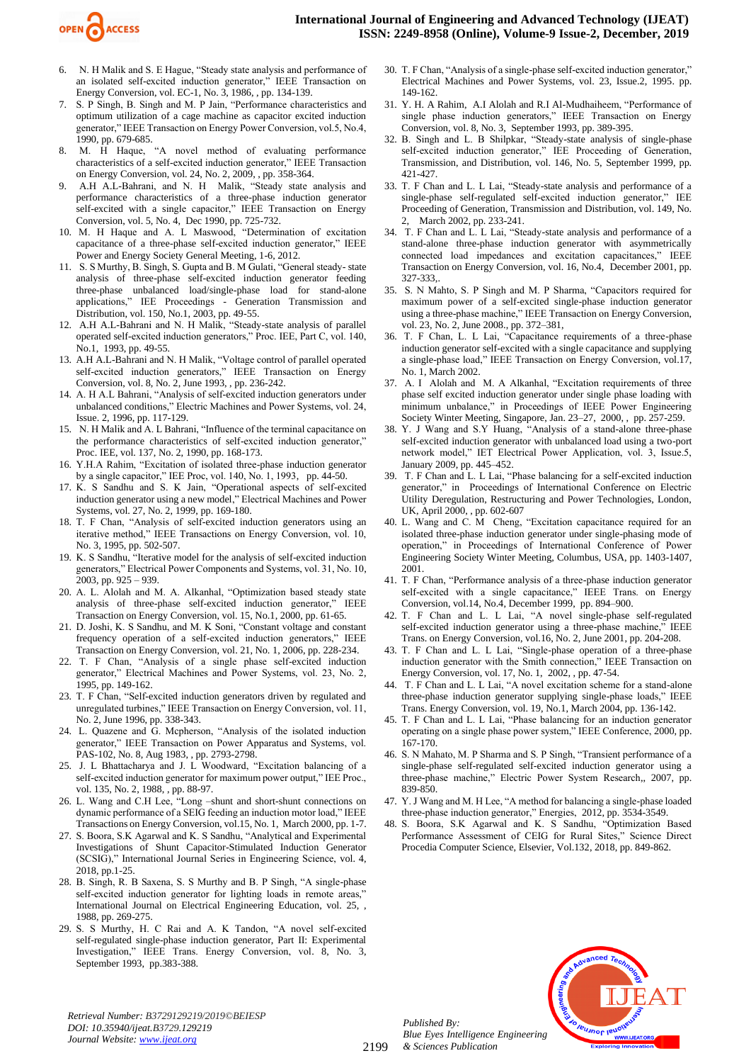6. N. H Malik and S. E Hague, "Steady state analysis and performance of an isolated self-excited induction generator," IEEE Transaction on Energy Conversion, vol. EC-1, No. 3, 1986, , pp. 134-139.
7. S. P Singh, B. Singh and M. P Jain, "Performance characteristics and optimum utilization of a cage machine as capacitor excited induction generator," IEEE Transaction on Energy Power Conversion, vol.5, No.4, 1990, pp. 679-685.
8. M. H Haque, "A novel method of evaluating performance characteristics of a self-excited induction generator," IEEE Transaction on Energy Conversion, vol. 24, No. 2, 2009, , pp. 358-364.
9. A.H A.L-Bahrani, and N. H Malik, "Steady state analysis and performance characteristics of a three-phase induction generator self-excited with a single capacitor," IEEE Transaction on Energy Conversion, vol. 5, No. 4, Dec 1990, pp. 725-732.
10. M. H Haque and A. L Maswood, "Determination of excitation capacitance of a three-phase self-excited induction generator," IEEE Power and Energy Society General Meeting, 1-6, 2012.
11. S. S Murthy, B. Singh, S. Gupta and B. M Gulati, "General steady- state analysis of three-phase self-excited induction generator feeding three-phase unbalanced load/single-phase load for stand-alone applications," IEE Proceedings - Generation Transmission and Distribution, vol. 150, No.1, 2003, pp. 49-55.
12. A.H A.L-Bahrani and N. H Malik, "Steady-state analysis of parallel operated self-excited induction generators," Proc. IEE, Part C, vol. 140, No.1, 1993, pp. 49-55.
13. A.H A.L-Bahrani and N. H Malik, "Voltage control of parallel operated self-excited induction generators," IEEE Transaction on Energy Conversion, vol. 8, No. 2, June 1993, , pp. 236-242.
14. A. H A.L Bahrani, "Analysis of self-excited induction generators under unbalanced conditions," Electric Machines and Power Systems, vol. 24, Issue. 2, 1996, pp. 117-129.
15. N. H Malik and A. L Bahrani, "Influence of the terminal capacitance on the performance characteristics of self-excited induction generator," Proc. IEE, vol. 137, No. 2, 1990, pp. 168-173.
16. Y.H.A Rahim, "Excitation of isolated three-phase induction generator by a single capacitor," IEE Proc, vol. 140, No. 1, 1993, pp. 44-50.
17. K. S Sandhu and S. K Jain, "Operational aspects of self-excited induction generator using a new model," Electrical Machines and Power Systems, vol. 27, No. 2, 1999, pp. 169-180.
18. T. F Chan, "Analysis of self-excited induction generators using an iterative method," IEEE Transactions on Energy Conversion, vol. 10, No. 3, 1995, pp. 502-507.
19. K. S Sandhu, "Iterative model for the analysis of self-excited induction generators," Electrical Power Components and Systems, vol. 31, No. 10, 2003, pp. 925 – 939.
20. A. L. Alolah and M. A. Alkanhal, "Optimization based steady state analysis of three-phase self-excited induction generator," IEEE Transaction on Energy Conversion, vol. 15, No.1, 2000, pp. 61-65.
21. D. Joshi, K. S Sandhu, and M. K Soni, "Constant voltage and constant frequency operation of a self-excited induction generators," IEEE Transaction on Energy Conversion, vol. 21, No. 1, 2006, pp. 228-234.
22. T. F Chan, "Analysis of a single phase self-excited induction generator," Electrical Machines and Power Systems, vol. 23, No. 2, 1995, pp. 149-162.
23. T. F Chan, "Self-excited induction generators driven by regulated and unregulated turbines," IEEE Transaction on Energy Conversion, vol. 11, No. 2, June 1996, pp. 338-343.
24. L. Quazene and G. Mcpherson, "Analysis of the isolated induction generator," IEEE Transaction on Power Apparatus and Systems, vol. PAS-102, No. 8, Aug 1983, , pp. 2793-2798.
25. J. L Bhattacharya and J. L Woodward, "Excitation balancing of a self-excited induction generator for maximum power output," IEE Proc., vol. 135, No. 2, 1988, , pp. 88-97.
26. L. Wang and C.H Lee, "Long –shunt and short-shunt connections on dynamic performance of a SEIG feeding an induction motor load," IEEE Transactions on Energy Conversion, vol.15, No. 1, March 2000, pp. 1-7.
27. S. Boora, S.K Agarwal and K. S Sandhu, "Analytical and Experimental Investigations of Shunt Capacitor-Stimulated Induction Generator (SCSIG)," International Journal Series in Engineering Science, vol. 4, 2018, pp.1-25.
28. B. Singh, R. B Saxena, S. S Murthy and B. P Singh, "A single-phase self-excited induction generator for lighting loads in remote areas," International Journal on Electrical Engineering Education, vol. 25, , 1988, pp. 269-275.
29. S. S Murthy, H. C Rai and A. K Tandon, "A novel self-excited self-regulated single-phase induction generator, Part II: Experimental Investigation," IEEE Trans. Energy Conversion, vol. 8, No. 3, September 1993, pp.383-388.
30. T. F Chan, "Analysis of a single-phase self-excited induction generator," Electrical Machines and Power Systems, vol. 23, Issue.2, 1995. pp. 149-162.
31. Y. H. A Rahim, A.I Alolah and R.I Al-Mudhaiheem, "Performance of single phase induction generators," IEEE Transaction on Energy Conversion, vol. 8, No. 3, September 1993, pp. 389-395.
32. B. Singh and L. B Shilpkar, "Steady-state analysis of single-phase self-excited induction generator," IEE Proceeding of Generation, Transmission, and Distribution, vol. 146, No. 5, September 1999, pp. 421-427.
33. T. F Chan and L. L Lai, "Steady-state analysis and performance of a single-phase self-regulated self-excited induction generator," IEE Proceeding of Generation, Transmission and Distribution, vol. 149, No. 2, March 2002, pp. 233-241.
34. T. F Chan and L. L Lai, "Steady-state analysis and performance of a stand-alone three-phase induction generator with asymmetrically connected load impedances and excitation capacitances," IEEE Transaction on Energy Conversion, vol. 16, No.4, December 2001, pp. 327-333,.
35. S. N Mahto, S. P Singh and M. P Sharma, "Capacitors required for maximum power of a self-excited single-phase induction generator using a three-phase machine," IEEE Transaction on Energy Conversion, vol. 23, No. 2, June 2008., pp. 372–381,
36. T. F Chan, L. L Lai, "Capacitance requirements of a three-phase induction generator self-excited with a single capacitance and supplying a single-phase load," IEEE Transaction on Energy Conversion, vol.17, No. 1, March 2002.
37. A. I Alolah and M. A Alkanhal, "Excitation requirements of three phase self excited induction generator under single phase loading with minimum unbalance," in Proceedings of IEEE Power Engineering Society Winter Meeting, Singapore, Jan. 23–27, 2000, , pp. 257-259.
38. Y. J Wang and S.Y Huang, "Analysis of a stand-alone three-phase self-excited induction generator with unbalanced load using a two-port network model," IET Electrical Power Application, vol. 3, Issue.5, January 2009, pp. 445–452.
39. T. F Chan and L. L Lai, "Phase balancing for a self-excited induction generator," in Proceedings of International Conference on Electric Utility Deregulation, Restructuring and Power Technologies, London, UK, April 2000, , pp. 602-607
40. L. Wang and C. M Cheng, "Excitation capacitance required for an isolated three-phase induction generator under single-phasing mode of operation," in Proceedings of International Conference of Power Engineering Society Winter Meeting, Columbus, USA, pp. 1403-1407, 2001.
41. T. F Chan, "Performance analysis of a three-phase induction generator self-excited with a single capacitance," IEEE Trans. on Energy Conversion, vol.14, No.4, December 1999, pp. 894–900.
42. T. F Chan and L. L Lai, "A novel single-phase self-regulated self-excited induction generator using a three-phase machine," IEEE Trans. on Energy Conversion, vol.16, No. 2, June 2001, pp. 204-208.
43. T. F Chan and L. L Lai, "Single-phase operation of a three-phase induction generator with the Smith connection," IEEE Transaction on Energy Conversion, vol. 17, No. 1, 2002, , pp. 47-54.
44. T. F Chan and L. L Lai, "A novel excitation scheme for a stand-alone three-phase induction generator supplying single-phase loads," IEEE Trans. Energy Conversion, vol. 19, No.1, March 2004, pp. 136-142.
45. T. F Chan and L. L Lai, "Phase balancing for an induction generator operating on a single phase power system," IEEE Conference, 2000, pp. 167-170.
46. S. N Mahato, M. P Sharma and S. P Singh, "Transient performance of a single-phase self-regulated self-excited induction generator using a three-phase machine," Electric Power System Research,, 2007, pp. 839-850.
47. Y. J Wang and M. H Lee, "A method for balancing a single-phase loaded three-phase induction generator," Energies, 2012, pp. 3534-3549.
48. S. Boora, S.K Agarwal and K. S Sandhu, "Optimization Based Performance Assessment of CEIG for Rural Sites," Science Direct Procedia Computer Science, Elsevier, Vol.132, 2018, pp. 849-862.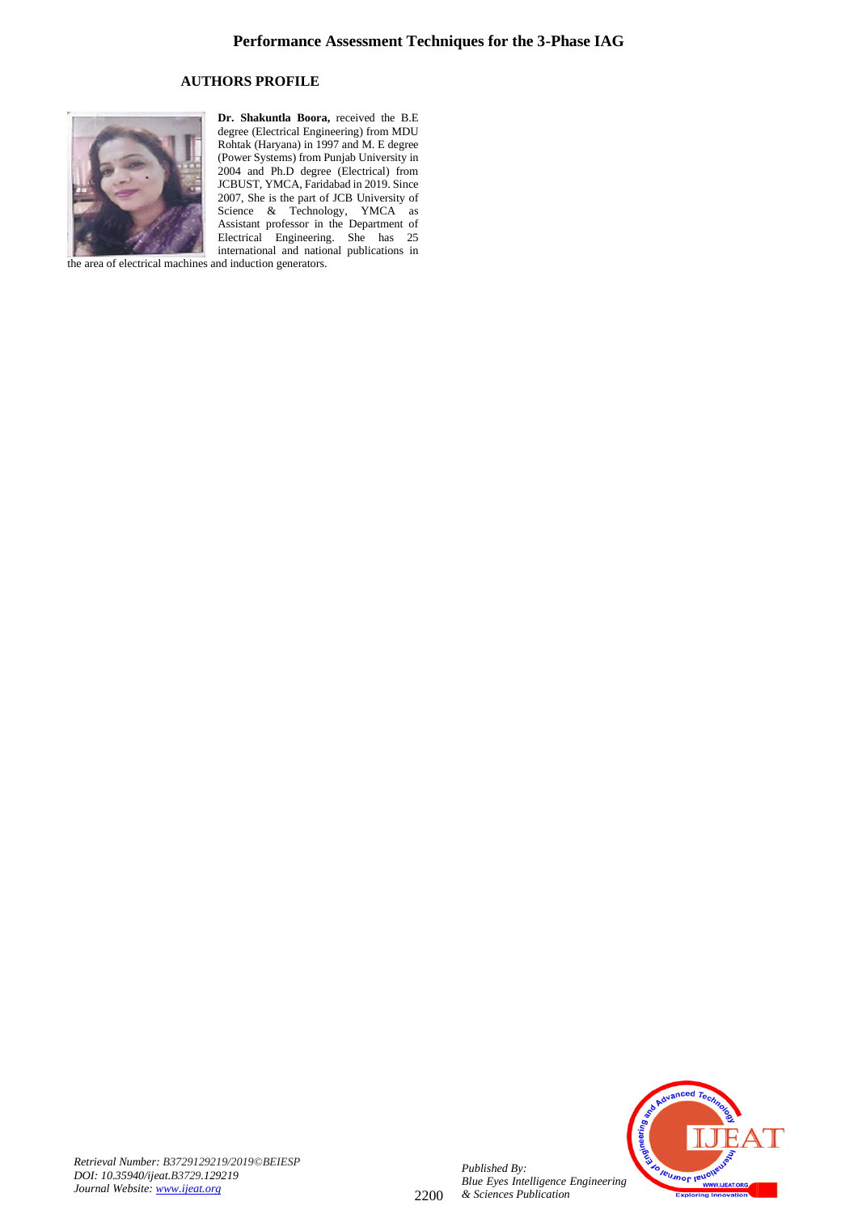## AUTHORS PROFILE

**Dr. Shakuntla Boora,** received the B.E degree (Electrical Engineering) from MDU Rohtak (Haryana) in 1997 and M. E degree (Power Systems) from Punjab University in 2004 and Ph.D degree (Electrical) from JCBUST, YMCA, Faridabad in 2019. Since 2007, She is the part of JCB University of Science & Technology, YMCA as Assistant professor in the Department of Electrical Engineering. She has 25 international and national publications in the area of electrical machines and induction generators.